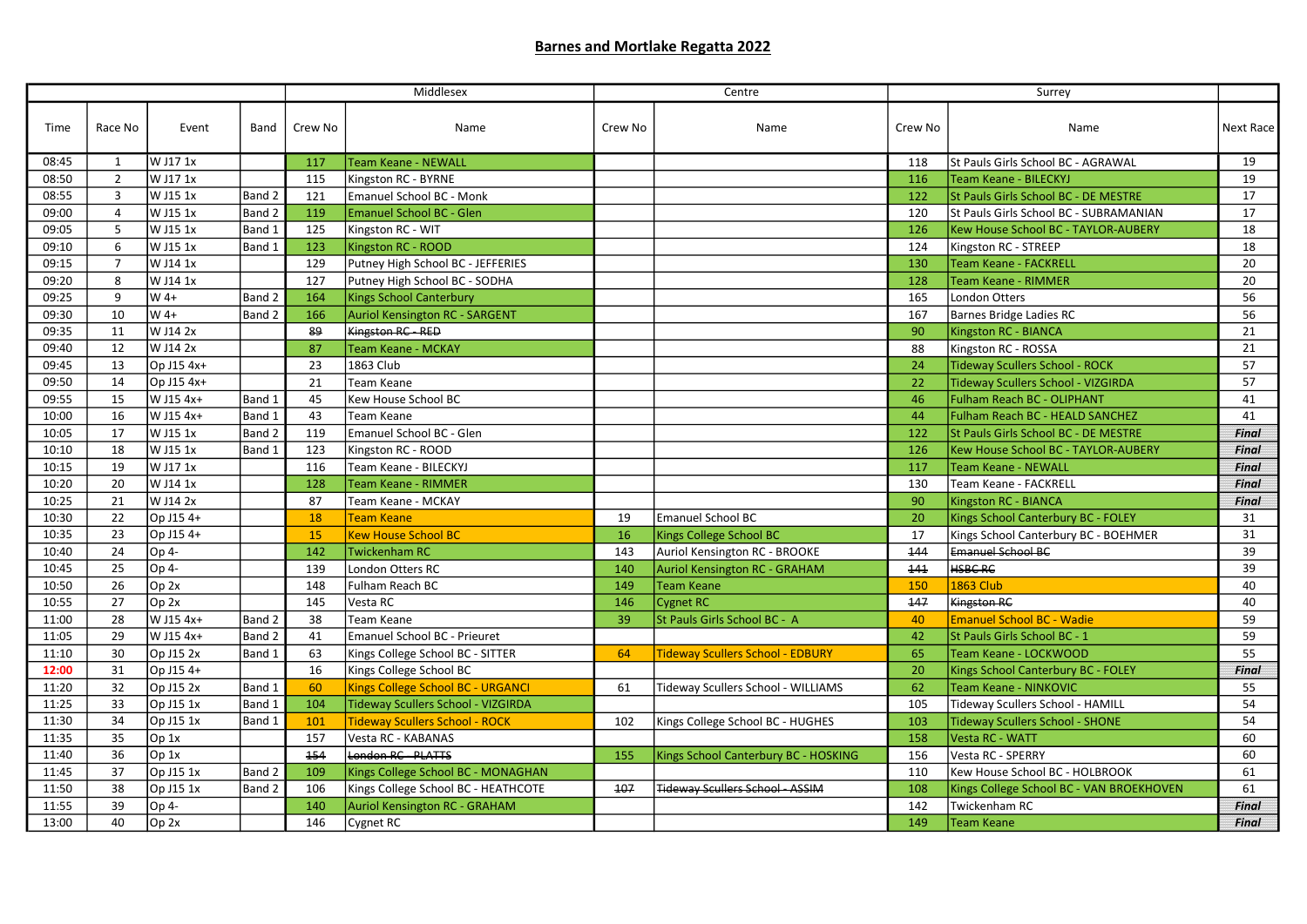## Barnes and Mortlake Regatta 2022

| Time | Race No | Event | Band | Middlesex Crew No | Middlesex Name | Centre Crew No | Centre Name | Surrey Crew No | Surrey Name | Next Race |
|---|---|---|---|---|---|---|---|---|---|---|
| 08:45 | 1 | W J17 1x | | 117 | Team Keane - NEWALL | | | 118 | St Pauls Girls School BC - AGRAWAL | 19 |
| 08:50 | 2 | W J17 1x | | 115 | Kingston RC - BYRNE | | | 116 | Team Keane - BILECKYJ | 19 |
| 08:55 | 3 | W J15 1x | Band 2 | 121 | Emanuel School BC - Monk | | | 122 | St Pauls Girls School BC - DE MESTRE | 17 |
| 09:00 | 4 | W J15 1x | Band 2 | 119 | Emanuel School BC - Glen | | | 120 | St Pauls Girls School BC - SUBRAMANIAN | 17 |
| 09:05 | 5 | W J15 1x | Band 1 | 125 | Kingston RC - WIT | | | 126 | Kew House School BC - TAYLOR-AUBERY | 18 |
| 09:10 | 6 | W J15 1x | Band 1 | 123 | Kingston RC - ROOD | | | 124 | Kingston RC - STREEP | 18 |
| 09:15 | 7 | W J14 1x | | 129 | Putney High School BC - JEFFERIES | | | 130 | Team Keane - FACKRELL | 20 |
| 09:20 | 8 | W J14 1x | | 127 | Putney High School BC - SODHA | | | 128 | Team Keane - RIMMER | 20 |
| 09:25 | 9 | W 4+ | Band 2 | 164 | Kings School Canterbury | | | 165 | London Otters | 56 |
| 09:30 | 10 | W 4+ | Band 2 | 166 | Auriol Kensington RC - SARGENT | | | 167 | Barnes Bridge Ladies RC | 56 |
| 09:35 | 11 | W J14 2x | | ~~89~~ | ~~Kingston RC - RED~~ | | | 90 | Kingston RC - BIANCA | 21 |
| 09:40 | 12 | W J14 2x | | 87 | Team Keane - MCKAY | | | 88 | Kingston RC - ROSSA | 21 |
| 09:45 | 13 | Op J15 4x+ | | 23 | 1863 Club | | | 24 | Tideway Scullers School - ROCK | 57 |
| 09:50 | 14 | Op J15 4x+ | | 21 | Team Keane | | | 22 | Tideway Scullers School - VIZGIRDA | 57 |
| 09:55 | 15 | W J15 4x+ | Band 1 | 45 | Kew House School BC | | | 46 | Fulham Reach BC - OLIPHANT | 41 |
| 10:00 | 16 | W J15 4x+ | Band 1 | 43 | Team Keane | | | 44 | Fulham Reach BC - HEALD SANCHEZ | 41 |
| 10:05 | 17 | W J15 1x | Band 2 | 119 | Emanuel School BC - Glen | | | 122 | St Pauls Girls School BC - DE MESTRE | ***Final*** |
| 10:10 | 18 | W J15 1x | Band 1 | 123 | Kingston RC - ROOD | | | 126 | Kew House School BC - TAYLOR-AUBERY | ***Final*** |
| 10:15 | 19 | W J17 1x | | 116 | Team Keane - BILECKYJ | | | 117 | Team Keane - NEWALL | ***Final*** |
| 10:20 | 20 | W J14 1x | | 128 | Team Keane - RIMMER | | | 130 | Team Keane - FACKRELL | ***Final*** |
| 10:25 | 21 | W J14 2x | | 87 | Team Keane - MCKAY | | | 90 | Kingston RC - BIANCA | ***Final*** |
| 10:30 | 22 | Op J15 4+ | | 18 | Team Keane | 19 | Emanuel School BC | 20 | Kings School Canterbury BC - FOLEY | 31 |
| 10:35 | 23 | Op J15 4+ | | 15 | Kew House School BC | 16 | Kings College School BC | 17 | Kings School Canterbury BC - BOEHMER | 31 |
| 10:40 | 24 | Op 4- | | 142 | Twickenham RC | 143 | Auriol Kensington RC - BROOKE | ~~144~~ | ~~Emanuel School BC~~ | 39 |
| 10:45 | 25 | Op 4- | | 139 | London Otters RC | 140 | Auriol Kensington RC - GRAHAM | ~~141~~ | ~~HSBC RC~~ | 39 |
| 10:50 | 26 | Op 2x | | 148 | Fulham Reach BC | 149 | Team Keane | 150 | 1863 Club | 40 |
| 10:55 | 27 | Op 2x | | 145 | Vesta RC | 146 | Cygnet RC | ~~147~~ | ~~Kingston RC~~ | 40 |
| 11:00 | 28 | W J15 4x+ | Band 2 | 38 | Team Keane | 39 | St Pauls Girls School BC - A | 40 | Emanuel School BC - Wadie | 59 |
| 11:05 | 29 | W J15 4x+ | Band 2 | 41 | Emanuel School BC - Prieuret | | | 42 | St Pauls Girls School BC - 1 | 59 |
| 11:10 | 30 | Op J15 2x | Band 1 | 63 | Kings College School BC - SITTER | 64 | Tideway Scullers School - EDBURY | 65 | Team Keane - LOCKWOOD | 55 |
| 12:00 | 31 | Op J15 4+ | | 16 | Kings College School BC | | | 20 | Kings School Canterbury BC - FOLEY | ***Final*** |
| 11:20 | 32 | Op J15 2x | Band 1 | 60 | Kings College School BC - URGANCI | 61 | Tideway Scullers School - WILLIAMS | 62 | Team Keane - NINKOVIC | 55 |
| 11:25 | 33 | Op J15 1x | Band 1 | 104 | Tideway Scullers School - VIZGIRDA | | | 105 | Tideway Scullers School - HAMILL | 54 |
| 11:30 | 34 | Op J15 1x | Band 1 | 101 | Tideway Scullers School - ROCK | 102 | Kings College School BC - HUGHES | 103 | Tideway Scullers School - SHONE | 54 |
| 11:35 | 35 | Op 1x | | 157 | Vesta RC - KABANAS | | | 158 | Vesta RC - WATT | 60 |
| 11:40 | 36 | Op 1x | | ~~154~~ | ~~London RC - PLATTS~~ | 155 | Kings School Canterbury BC - HOSKING | 156 | Vesta RC - SPERRY | 60 |
| 11:45 | 37 | Op J15 1x | Band 2 | 109 | Kings College School BC - MONAGHAN | | | 110 | Kew House School BC - HOLBROOK | 61 |
| 11:50 | 38 | Op J15 1x | Band 2 | 106 | Kings College School BC - HEATHCOTE | ~~107~~ | ~~Tideway Scullers School - ASSIM~~ | 108 | Kings College School BC - VAN BROEKHOVEN | 61 |
| 11:55 | 39 | Op 4- | | 140 | Auriol Kensington RC - GRAHAM | | | 142 | Twickenham RC | ***Final*** |
| 13:00 | 40 | Op 2x | | 146 | Cygnet RC | | | 149 | Team Keane | ***Final*** |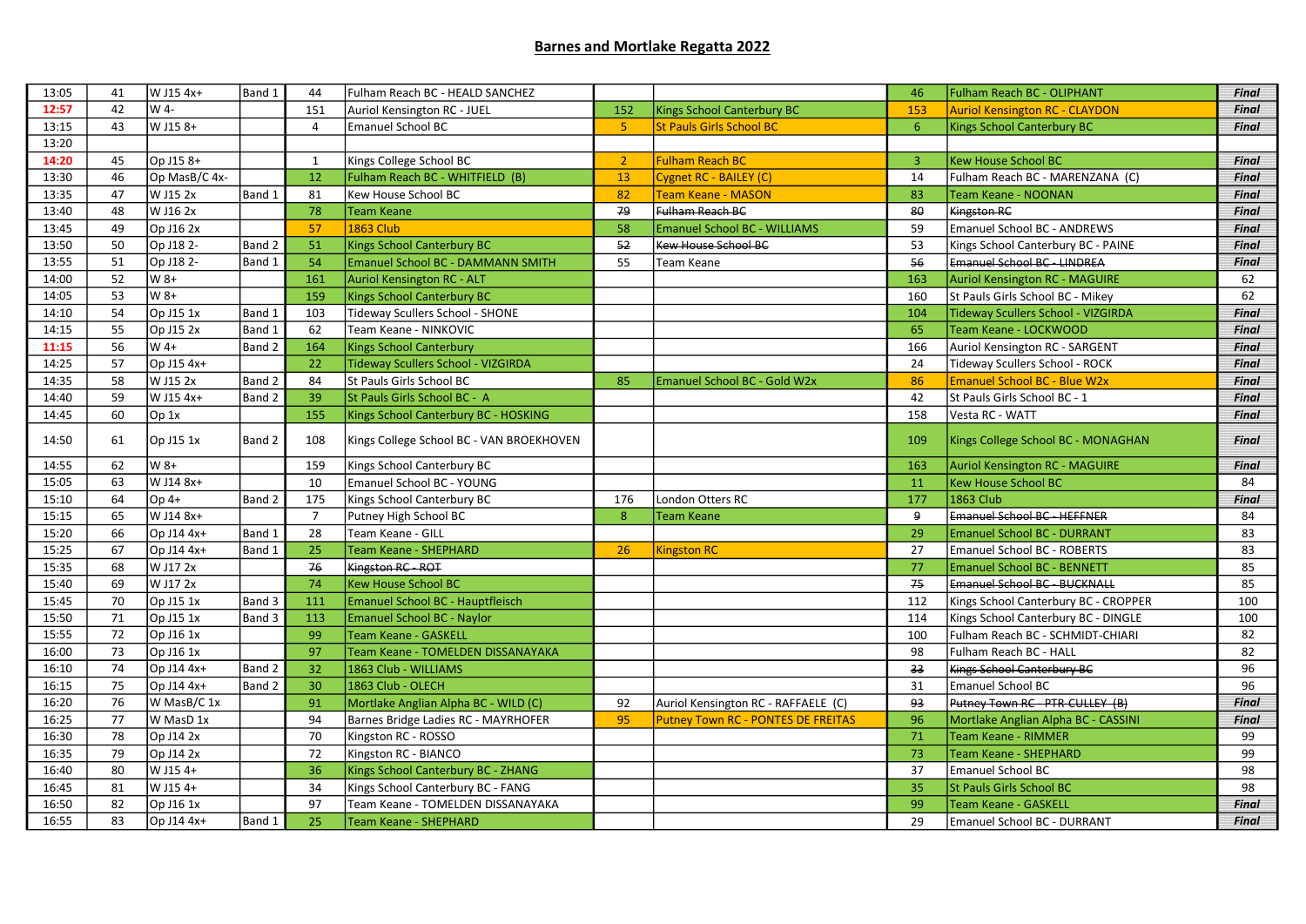# Barnes and Mortlake Regatta 2022

| | | | | | | | | | | |
|---|---|---|---|---|---|---|---|---|---|---|
| 13:05 | 41 | W J15 4x+ | Band 1 | 44 | Fulham Reach BC - HEALD SANCHEZ | | | 46 | Fulham Reach BC - OLIPHANT | *Final* |
| **12:57** | 42 | W 4- | | 151 | Auriol Kensington RC - JUEL | 152 | Kings School Canterbury BC | 153 | Auriol Kensington RC - CLAYDON | *Final* |
| 13:15 | 43 | W J15 8+ | | 4 | Emanuel School BC | 5 | St Pauls Girls School BC | 6 | Kings School Canterbury BC | *Final* |
| 13:20 | | | | | | | | | | |
| **14:20** | 45 | Op J15 8+ | | 1 | Kings College School BC | 2 | Fulham Reach BC | 3 | Kew House School BC | *Final* |
| 13:30 | 46 | Op MasB/C 4x- | | 12 | Fulham Reach BC - WHITFIELD (B) | 13 | Cygnet RC - BAILEY (C) | 14 | Fulham Reach BC - MARENZANA (C) | *Final* |
| 13:35 | 47 | W J15 2x | Band 1 | 81 | Kew House School BC | 82 | Team Keane - MASON | 83 | Team Keane - NOONAN | *Final* |
| 13:40 | 48 | W J16 2x | | 78 | Team Keane | ~~79~~ | ~~Fulham Reach BC~~ | ~~80~~ | ~~Kingston RC~~ | *Final* |
| 13:45 | 49 | Op J16 2x | | 57 | 1863 Club | 58 | Emanuel School BC - WILLIAMS | 59 | Emanuel School BC - ANDREWS | *Final* |
| 13:50 | 50 | Op J18 2- | Band 2 | 51 | Kings School Canterbury BC | ~~52~~ | ~~Kew House School BC~~ | 53 | Kings School Canterbury BC - PAINE | *Final* |
| 13:55 | 51 | Op J18 2- | Band 1 | 54 | Emanuel School BC - DAMMANN SMITH | 55 | Team Keane | ~~56~~ | ~~Emanuel School BC - LINDREA~~ | *Final* |
| 14:00 | 52 | W 8+ | | 161 | Auriol Kensington RC - ALT | | | 163 | Auriol Kensington RC - MAGUIRE | 62 |
| 14:05 | 53 | W 8+ | | 159 | Kings School Canterbury BC | | | 160 | St Pauls Girls School BC - Mikey | 62 |
| 14:10 | 54 | Op J15 1x | Band 1 | 103 | Tideway Scullers School - SHONE | | | 104 | Tideway Scullers School - VIZGIRDA | *Final* |
| 14:15 | 55 | Op J15 2x | Band 1 | 62 | Team Keane - NINKOVIC | | | 65 | Team Keane - LOCKWOOD | *Final* |
| **11:15** | 56 | W 4+ | Band 2 | 164 | Kings School Canterbury | | | 166 | Auriol Kensington RC - SARGENT | *Final* |
| 14:25 | 57 | Op J15 4x+ | | 22 | Tideway Scullers School - VIZGIRDA | | | 24 | Tideway Scullers School - ROCK | *Final* |
| 14:35 | 58 | W J15 2x | Band 2 | 84 | St Pauls Girls School BC | 85 | Emanuel School BC - Gold W2x | 86 | Emanuel School BC - Blue W2x | *Final* |
| 14:40 | 59 | W J15 4x+ | Band 2 | 39 | St Pauls Girls School BC - A | | | 42 | St Pauls Girls School BC - 1 | *Final* |
| 14:45 | 60 | Op 1x | | 155 | Kings School Canterbury BC - HOSKING | | | 158 | Vesta RC - WATT | *Final* |
| 14:50 | 61 | Op J15 1x | Band 2 | 108 | Kings College School BC - VAN BROEKHOVEN | | | 109 | Kings College School BC - MONAGHAN | *Final* |
| 14:55 | 62 | W 8+ | | 159 | Kings School Canterbury BC | | | 163 | Auriol Kensington RC - MAGUIRE | *Final* |
| 15:05 | 63 | W J14 8x+ | | 10 | Emanuel School BC - YOUNG | | | 11 | Kew House School BC | 84 |
| 15:10 | 64 | Op 4+ | Band 2 | 175 | Kings School Canterbury BC | 176 | London Otters RC | 177 | 1863 Club | *Final* |
| 15:15 | 65 | W J14 8x+ | | 7 | Putney High School BC | 8 | Team Keane | ~~9~~ | ~~Emanuel School BC - HEFFNER~~ | 84 |
| 15:20 | 66 | Op J14 4x+ | Band 1 | 28 | Team Keane - GILL | | | 29 | Emanuel School BC - DURRANT | 83 |
| 15:25 | 67 | Op J14 4x+ | Band 1 | 25 | Team Keane - SHEPHARD | 26 | Kingston RC | 27 | Emanuel School BC - ROBERTS | 83 |
| 15:35 | 68 | W J17 2x | | ~~76~~ | ~~Kingston RC - ROT~~ | | | 77 | Emanuel School BC - BENNETT | 85 |
| 15:40 | 69 | W J17 2x | | 74 | Kew House School BC | | | ~~75~~ | ~~Emanuel School BC - BUCKNALL~~ | 85 |
| 15:45 | 70 | Op J15 1x | Band 3 | 111 | Emanuel School BC - Hauptfleisch | | | 112 | Kings School Canterbury BC - CROPPER | 100 |
| 15:50 | 71 | Op J15 1x | Band 3 | 113 | Emanuel School BC - Naylor | | | 114 | Kings School Canterbury BC - DINGLE | 100 |
| 15:55 | 72 | Op J16 1x | | 99 | Team Keane - GASKELL | | | 100 | Fulham Reach BC - SCHMIDT-CHIARI | 82 |
| 16:00 | 73 | Op J16 1x | | 97 | Team Keane - TOMELDEN DISSANAYAKA | | | 98 | Fulham Reach BC - HALL | 82 |
| 16:10 | 74 | Op J14 4x+ | Band 2 | 32 | 1863 Club - WILLIAMS | | | ~~33~~ | ~~Kings School Canterbury BC~~ | 96 |
| 16:15 | 75 | Op J14 4x+ | Band 2 | 30 | 1863 Club - OLECH | | | 31 | Emanuel School BC | 96 |
| 16:20 | 76 | W MasB/C 1x | | 91 | Mortlake Anglian Alpha BC - WILD (C) | 92 | Auriol Kensington RC - RAFFAELE (C) | ~~93~~ | ~~Putney Town RC - PTR-CULLEY (B)~~ | *Final* |
| 16:25 | 77 | W MasD 1x | | 94 | Barnes Bridge Ladies RC - MAYRHOFER | 95 | Putney Town RC - PONTES DE FREITAS | 96 | Mortlake Anglian Alpha BC - CASSINI | *Final* |
| 16:30 | 78 | Op J14 2x | | 70 | Kingston RC - ROSSO | | | 71 | Team Keane - RIMMER | 99 |
| 16:35 | 79 | Op J14 2x | | 72 | Kingston RC - BIANCO | | | 73 | Team Keane - SHEPHARD | 99 |
| 16:40 | 80 | W J15 4+ | | 36 | Kings School Canterbury BC - ZHANG | | | 37 | Emanuel School BC | 98 |
| 16:45 | 81 | W J15 4+ | | 34 | Kings School Canterbury BC - FANG | | | 35 | St Pauls Girls School BC | 98 |
| 16:50 | 82 | Op J16 1x | | 97 | Team Keane - TOMELDEN DISSANAYAKA | | | 99 | Team Keane - GASKELL | *Final* |
| 16:55 | 83 | Op J14 4x+ | Band 1 | 25 | Team Keane - SHEPHARD | | | 29 | Emanuel School BC - DURRANT | *Final* |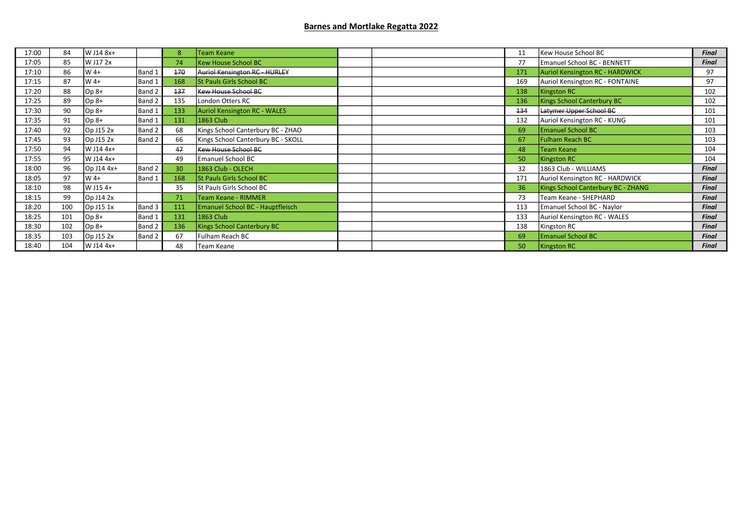## Barnes and Mortlake Regatta 2022

| | | | | | | | | | | |
|---|---|---|---|---|---|---|---|---|---|---|
| 17:00 | 84 | W J14 8x+ | | 8 | Team Keane | | | 11 | Kew House School BC | Final |
| 17:05 | 85 | W J17 2x | | 74 | Kew House School BC | | | 77 | Emanuel School BC - BENNETT | Final |
| 17:10 | 86 | W 4+ | Band 1 | ~~170~~ | ~~Auriol Kensington RC - HURLEY~~ | | | 171 | Auriol Kensington RC - HARDWICK | 97 |
| 17:15 | 87 | W 4+ | Band 1 | 168 | St Pauls Girls School BC | | | 169 | Auriol Kensington RC - FONTAINE | 97 |
| 17:20 | 88 | Op 8+ | Band 2 | ~~137~~ | ~~Kew House School BC~~ | | | 138 | Kingston RC | 102 |
| 17:25 | 89 | Op 8+ | Band 2 | 135 | London Otters RC | | | 136 | Kings School Canterbury BC | 102 |
| 17:30 | 90 | Op 8+ | Band 1 | 133 | Auriol Kensington RC - WALES | | | ~~134~~ | ~~Latymer Upper School BC~~ | 101 |
| 17:35 | 91 | Op 8+ | Band 1 | 131 | 1863 Club | | | 132 | Auriol Kensington RC - KUNG | 101 |
| 17:40 | 92 | Op J15 2x | Band 2 | 68 | Kings School Canterbury BC - ZHAO | | | 69 | Emanuel School BC | 103 |
| 17:45 | 93 | Op J15 2x | Band 2 | 66 | Kings School Canterbury BC - SKOLL | | | 67 | Fulham Reach BC | 103 |
| 17:50 | 94 | W J14 4x+ | | ~~47~~ | ~~Kew House School BC~~ | | | 48 | Team Keane | 104 |
| 17:55 | 95 | W J14 4x+ | | 49 | Emanuel School BC | | | 50 | Kingston RC | 104 |
| 18:00 | 96 | Op J14 4x+ | Band 2 | 30 | 1863 Club - OLECH | | | 32 | 1863 Club - WILLIAMS | Final |
| 18:05 | 97 | W 4+ | Band 1 | 168 | St Pauls Girls School BC | | | 171 | Auriol Kensington RC - HARDWICK | Final |
| 18:10 | 98 | W J15 4+ | | 35 | St Pauls Girls School BC | | | 36 | Kings School Canterbury BC - ZHANG | Final |
| 18:15 | 99 | Op J14 2x | | 71 | Team Keane - RIMMER | | | 73 | Team Keane - SHEPHARD | Final |
| 18:20 | 100 | Op J15 1x | Band 3 | 111 | Emanuel School BC - Hauptfleisch | | | 113 | Emanuel School BC - Naylor | Final |
| 18:25 | 101 | Op 8+ | Band 1 | 131 | 1863 Club | | | 133 | Auriol Kensington RC - WALES | Final |
| 18:30 | 102 | Op 8+ | Band 2 | 136 | Kings School Canterbury BC | | | 138 | Kingston RC | Final |
| 18:35 | 103 | Op J15 2x | Band 2 | 67 | Fulham Reach BC | | | 69 | Emanuel School BC | Final |
| 18:40 | 104 | W J14 4x+ | | 48 | Team Keane | | | 50 | Kingston RC | Final |